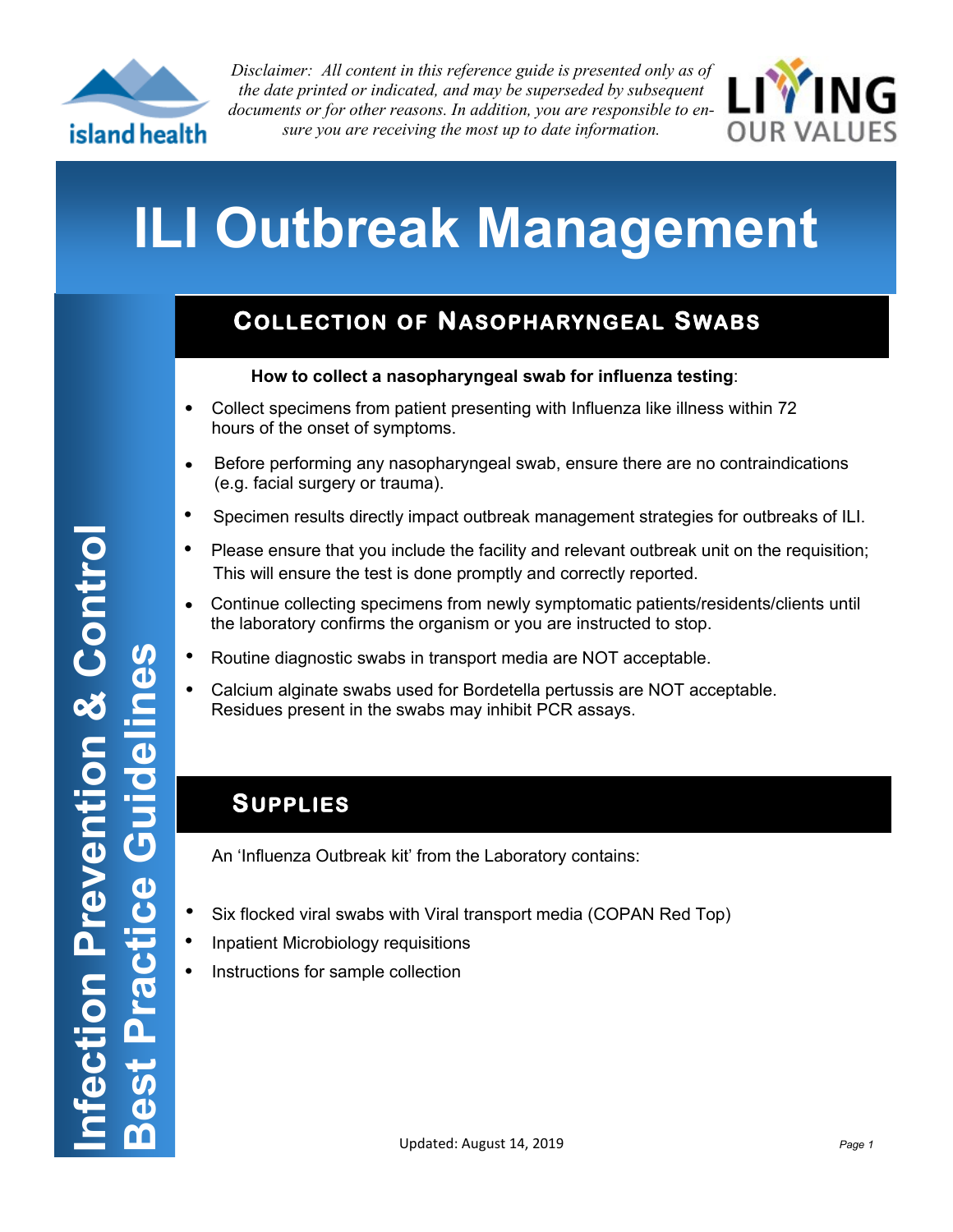*Disclaimer: All content in this reference guide is presented only as of the date printed or indicated, and may be superseded by subsequent documents or for other reasons. In addition, you are responsible to ensure you are receiving the most up to date information.*

# ILI Outbreak Management

Infection Prevention & Control
Best Practice Guidelines

## Collection of Nasopharyngeal Swabs

**How to collect a nasopharyngeal swab for influenza testing**:

- Collect specimens from patient presenting with Influenza like illness within 72 hours of the onset of symptoms.
- Before performing any nasopharyngeal swab, ensure there are no contraindications (e.g. facial surgery or trauma).
- Specimen results directly impact outbreak management strategies for outbreaks of ILI.
- Please ensure that you include the facility and relevant outbreak unit on the requisition; This will ensure the test is done promptly and correctly reported.
- Continue collecting specimens from newly symptomatic patients/residents/clients until the laboratory confirms the organism or you are instructed to stop.
- Routine diagnostic swabs in transport media are NOT acceptable.
- Calcium alginate swabs used for Bordetella pertussis are NOT acceptable. Residues present in the swabs may inhibit PCR assays.

## Supplies

An 'Influenza Outbreak kit' from the Laboratory contains:

- Six flocked viral swabs with Viral transport media (COPAN Red Top)
- Inpatient Microbiology requisitions
- Instructions for sample collection

Updated: August 14, 2019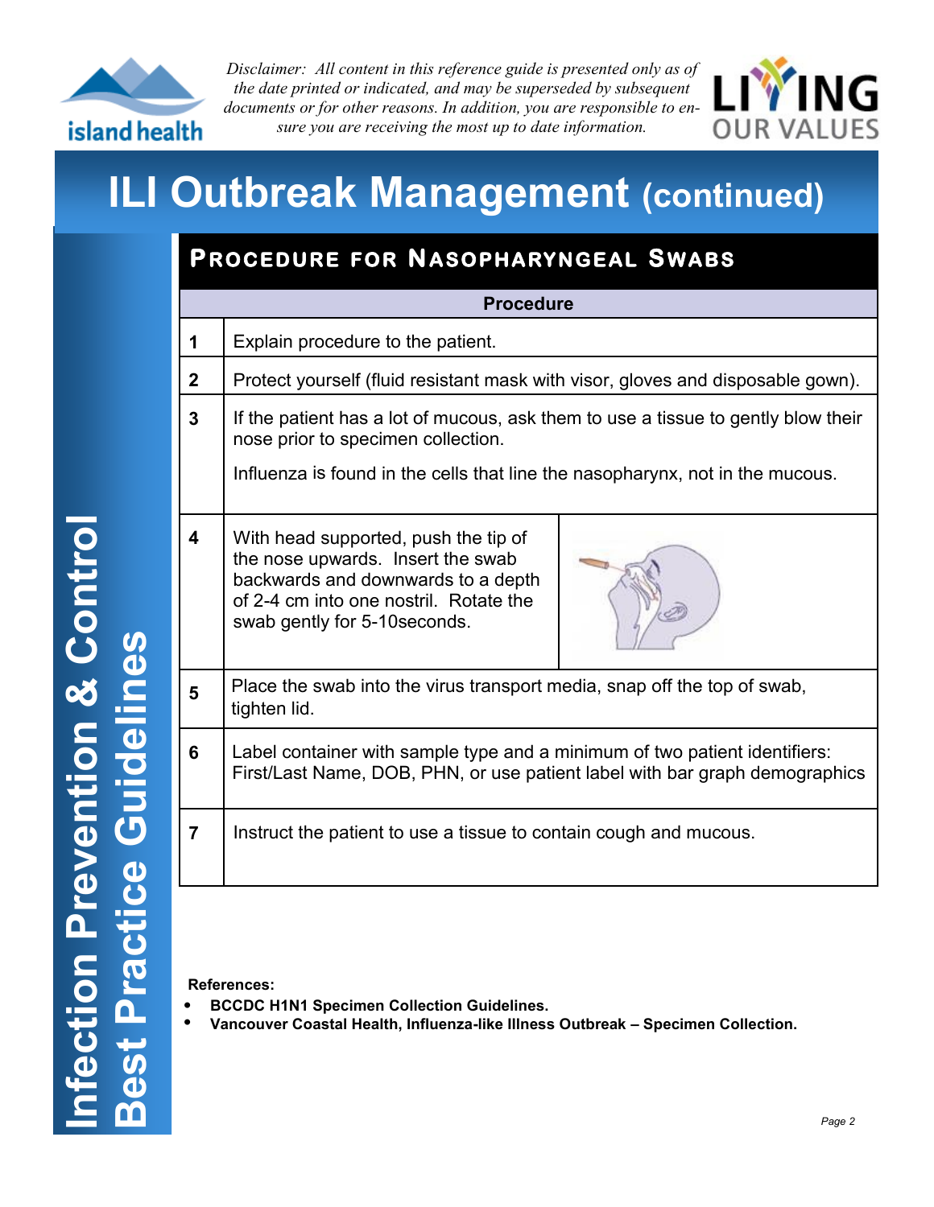*Disclaimer: All content in this reference guide is presented only as of the date printed or indicated, and may be superseded by subsequent documents or for other reasons. In addition, you are responsible to ensure you are receiving the most up to date information.*

# ILI Outbreak Management (continued)

## Procedure for Nasopharyngeal Swabs

| | Procedure |
|---|---|
| 1 | Explain procedure to the patient. |
| 2 | Protect yourself (fluid resistant mask with visor, gloves and disposable gown). |
| 3 | If the patient has a lot of mucous, ask them to use a tissue to gently blow their nose prior to specimen collection. Influenza is found in the cells that line the nasopharynx, not in the mucous. |
| 4 | With head supported, push the tip of the nose upwards. Insert the swab backwards and downwards to a depth of 2-4 cm into one nostril. Rotate the swab gently for 5-10seconds. |
| 5 | Place the swab into the virus transport media, snap off the top of swab, tighten lid. |
| 6 | Label container with sample type and a minimum of two patient identifiers: First/Last Name, DOB, PHN, or use patient label with bar graph demographics |
| 7 | Instruct the patient to use a tissue to contain cough and mucous. |

**References:**

- **BCCDC H1N1 Specimen Collection Guidelines.**
- **Vancouver Coastal Health, Influenza-like Illness Outbreak – Specimen Collection.**

Infection Prevention & Control Best Practice Guidelines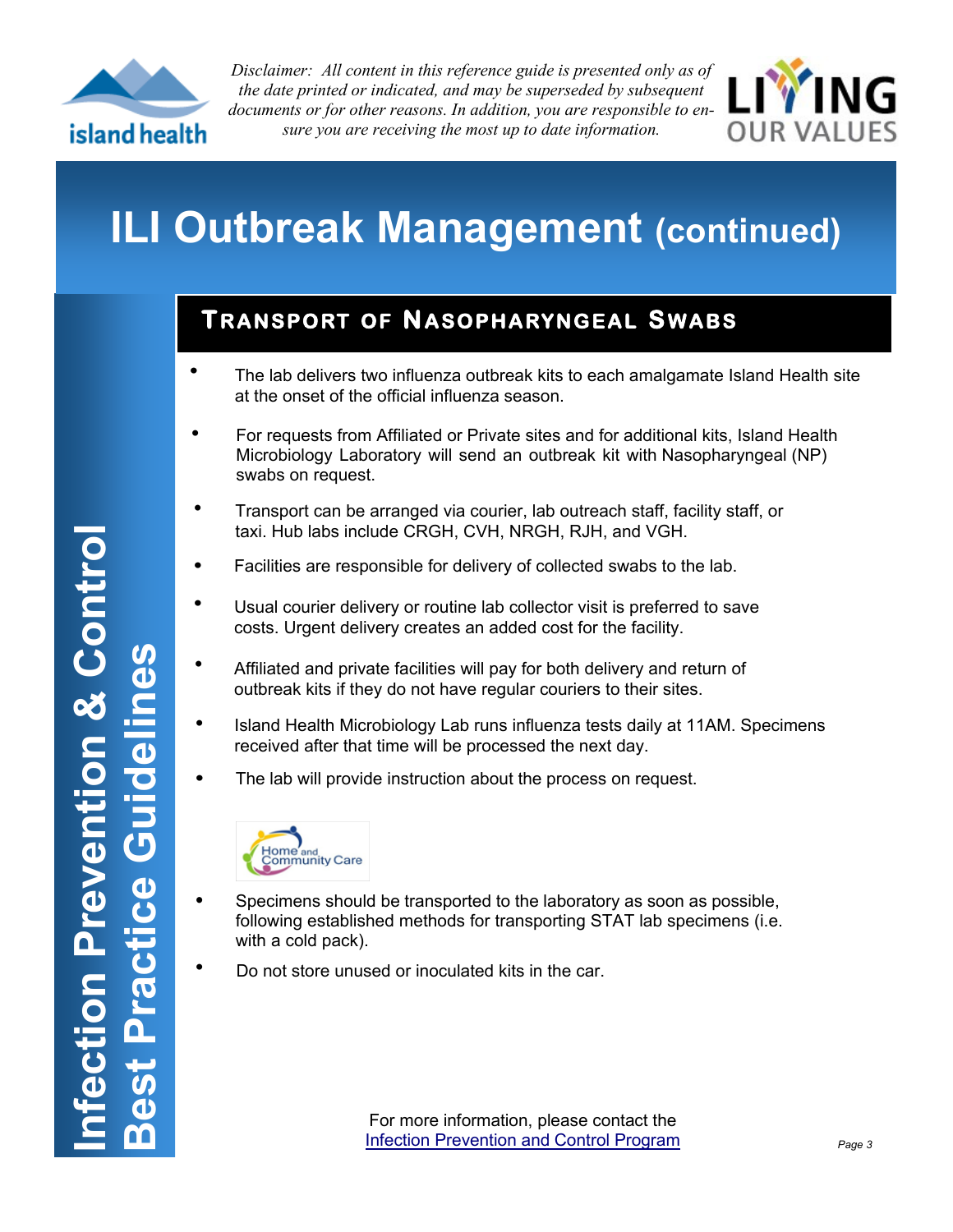*Disclaimer: All content in this reference guide is presented only as of the date printed or indicated, and may be superseded by subsequent documents or for other reasons. In addition, you are responsible to ensure you are receiving the most up to date information.*

# ILI Outbreak Management (continued)

## Transport of Nasopharyngeal Swabs

- The lab delivers two influenza outbreak kits to each amalgamate Island Health site at the onset of the official influenza season.
- For requests from Affiliated or Private sites and for additional kits, Island Health Microbiology Laboratory will send an outbreak kit with Nasopharyngeal (NP) swabs on request.
- Transport can be arranged via courier, lab outreach staff, facility staff, or taxi. Hub labs include CRGH, CVH, NRGH, RJH, and VGH.
- Facilities are responsible for delivery of collected swabs to the lab.
- Usual courier delivery or routine lab collector visit is preferred to save costs. Urgent delivery creates an added cost for the facility.
- Affiliated and private facilities will pay for both delivery and return of outbreak kits if they do not have regular couriers to their sites.
- Island Health Microbiology Lab runs influenza tests daily at 11AM. Specimens received after that time will be processed the next day.
- The lab will provide instruction about the process on request.

Home and Community Care

- Specimens should be transported to the laboratory as soon as possible, following established methods for transporting STAT lab specimens (i.e. with a cold pack).
- Do not store unused or inoculated kits in the car.

For more information, please contact the [Infection Prevention and Control Program]

Infection Prevention & Control
Best Practice Guidelines